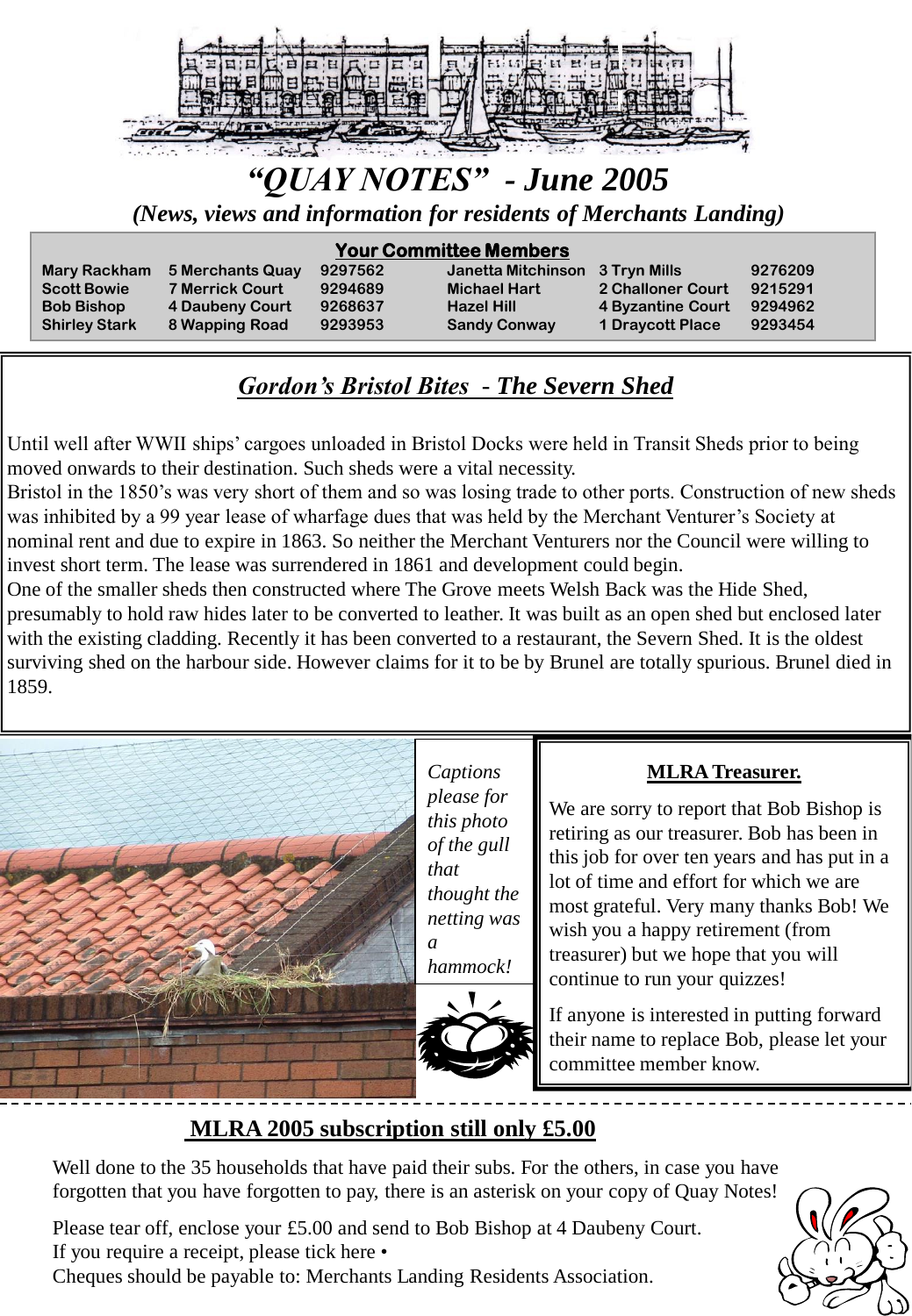# "QUAY NOTES" - June 2005

***(News, views and information for residents of Merchants Landing)***

## Your Committee Members

| | | | | | |
|---|---|---|---|---|---|
| Mary Rackham | 5 Merchants Quay | 9297562 | Janetta Mitchinson | 3 Tryn Mills | 9276209 |
| Scott Bowie | 7 Merrick Court | 9294689 | Michael Hart | 2 Challoner Court | 9215291 |
| Bob Bishop | 4 Daubeny Court | 9268637 | Hazel Hill | 4 Byzantine Court | 9294962 |
| Shirley Stark | 8 Wapping Road | 9293953 | Sandy Conway | 1 Draycott Place | 9293454 |

## *Gordon's Bristol Bites - The Severn Shed*

Until well after WWII ships' cargoes unloaded in Bristol Docks were held in Transit Sheds prior to being moved onwards to their destination. Such sheds were a vital necessity.

Bristol in the 1850's was very short of them and so was losing trade to other ports. Construction of new sheds was inhibited by a 99 year lease of wharfage dues that was held by the Merchant Venturer's Society at nominal rent and due to expire in 1863. So neither the Merchant Venturers nor the Council were willing to invest short term. The lease was surrendered in 1861 and development could begin.

One of the smaller sheds then constructed where The Grove meets Welsh Back was the Hide Shed, presumably to hold raw hides later to be converted to leather. It was built as an open shed but enclosed later with the existing cladding. Recently it has been converted to a restaurant, the Severn Shed. It is the oldest surviving shed on the harbour side. However claims for it to be by Brunel are totally spurious. Brunel died in 1859.

*Captions please for this photo of the gull that thought the netting was a hammock!*

### MLRA Treasurer.

We are sorry to report that Bob Bishop is retiring as our treasurer. Bob has been in this job for over ten years and has put in a lot of time and effort for which we are most grateful. Very many thanks Bob! We wish you a happy retirement (from treasurer) but we hope that you will continue to run your quizzes!

If anyone is interested in putting forward their name to replace Bob, please let your committee member know.

## MLRA 2005 subscription still only £5.00

Well done to the 35 households that have paid their subs. For the others, in case you have forgotten that you have forgotten to pay, there is an asterisk on your copy of Quay Notes!

Please tear off, enclose your £5.00 and send to Bob Bishop at 4 Daubeny Court.
If you require a receipt, please tick here •
Cheques should be payable to: Merchants Landing Residents Association.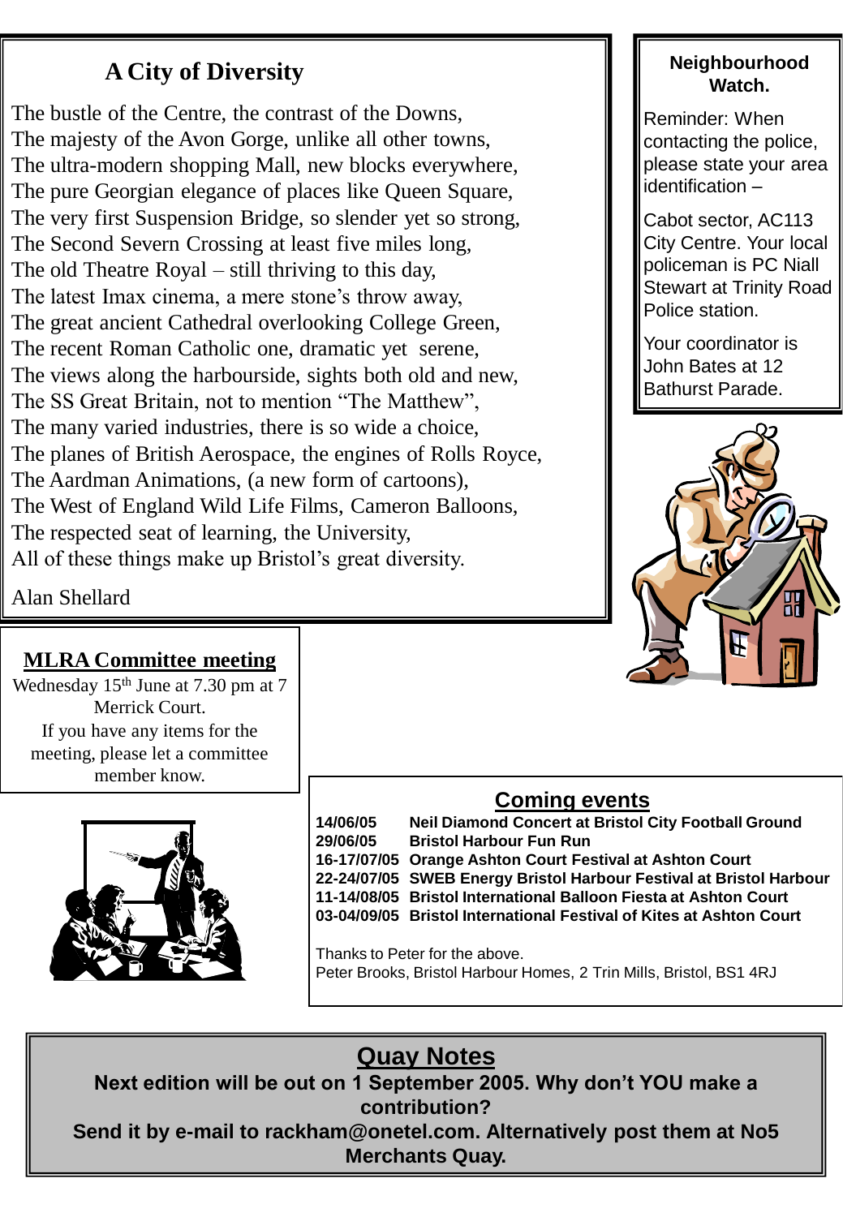## A City of Diversity

The bustle of the Centre, the contrast of the Downs,
The majesty of the Avon Gorge, unlike all other towns,
The ultra-modern shopping Mall, new blocks everywhere,
The pure Georgian elegance of places like Queen Square,
The very first Suspension Bridge, so slender yet so strong,
The Second Severn Crossing at least five miles long,
The old Theatre Royal – still thriving to this day,
The latest Imax cinema, a mere stone's throw away,
The great ancient Cathedral overlooking College Green,
The recent Roman Catholic one, dramatic yet serene,
The views along the harbourside, sights both old and new,
The SS Great Britain, not to mention "The Matthew",
The many varied industries, there is so wide a choice,
The planes of British Aerospace, the engines of Rolls Royce,
The Aardman Animations, (a new form of cartoons),
The West of England Wild Life Films, Cameron Balloons,
The respected seat of learning, the University,
All of these things make up Bristol's great diversity.

Alan Shellard

### Neighbourhood Watch.

Reminder: When contacting the police, please state your area identification –

Cabot sector, AC113 City Centre. Your local policeman is PC Niall Stewart at Trinity Road Police station.

Your coordinator is John Bates at 12 Bathurst Parade.

### MLRA Committee meeting

Wednesday 15th June at 7.30 pm at 7 Merrick Court.
If you have any items for the meeting, please let a committee member know.

### Coming events

| | |
|---|---|
| **14/06/05** | **Neil Diamond Concert at Bristol City Football Ground** |
| **29/06/05** | **Bristol Harbour Fun Run** |
| **16-17/07/05** | **Orange Ashton Court Festival at Ashton Court** |
| **22-24/07/05** | **SWEB Energy Bristol Harbour Festival at Bristol Harbour** |
| **11-14/08/05** | **Bristol International Balloon Fiesta at Ashton Court** |
| **03-04/09/05** | **Bristol International Festival of Kites at Ashton Court** |

Thanks to Peter for the above.
Peter Brooks, Bristol Harbour Homes, 2 Trin Mills, Bristol, BS1 4RJ

## Quay Notes

**Next edition will be out on 1 September 2005. Why don't YOU make a contribution?**
**Send it by e-mail to rackham@onetel.com. Alternatively post them at No5 Merchants Quay.**